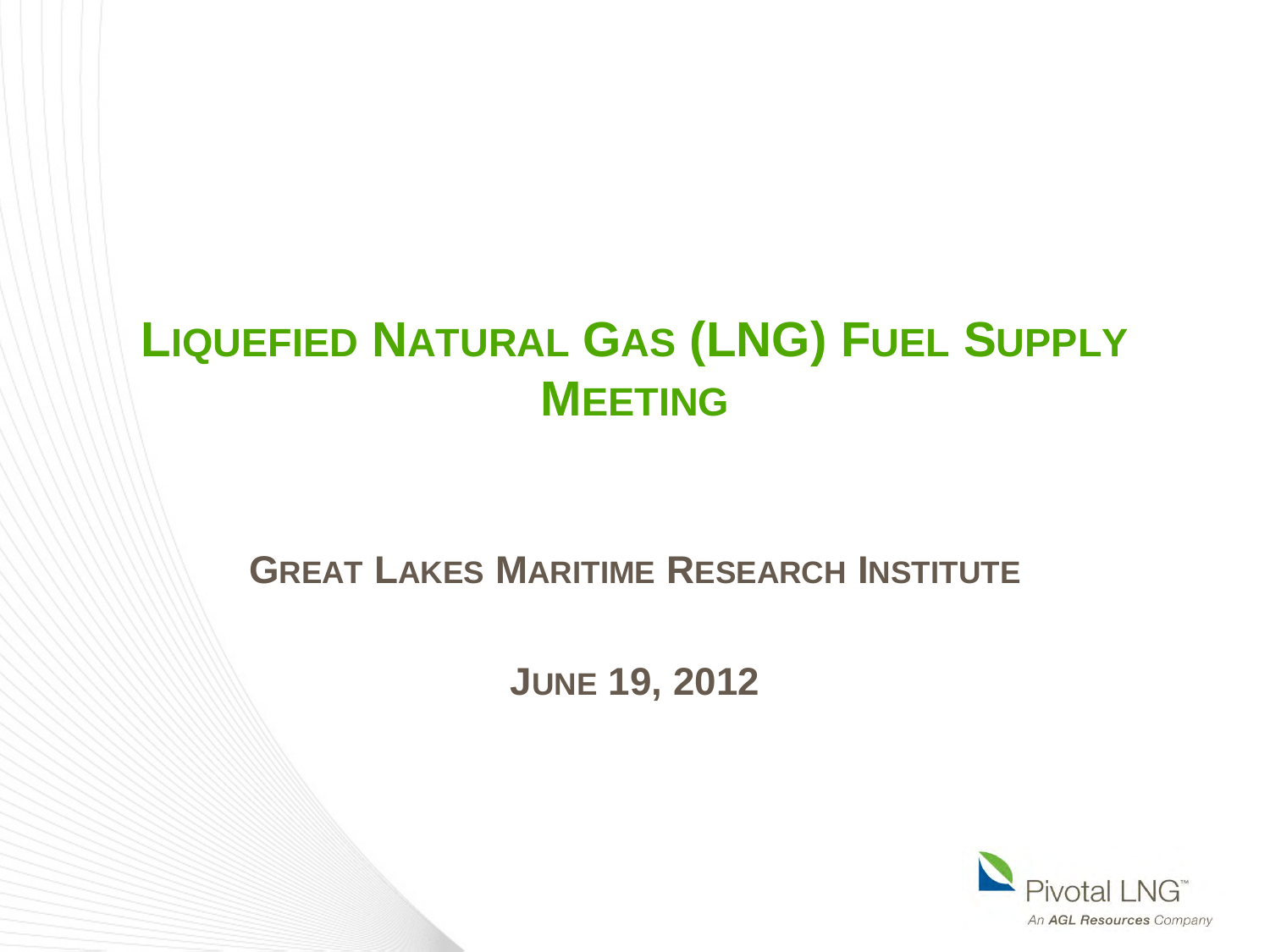# Liquefied Natural Gas (LNG) Fuel Supply Meeting

## Great Lakes Maritime Research Institute

## June 19, 2012

Pivotal LNG™

*An AGL Resources Company*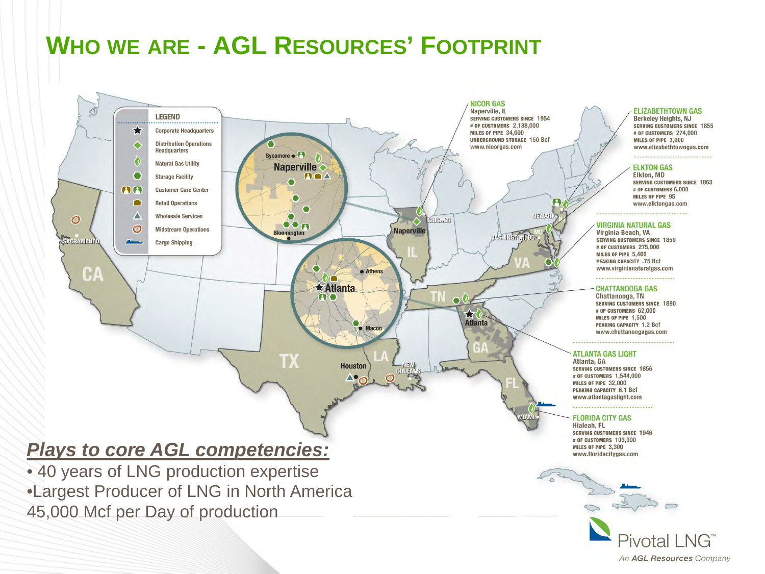# Who we are - AGL Resources' Footprint

**Legend**
- Corporate Headquarters
- Distribution Operations Headquarters
- Natural Gas Utility
- Storage Facility
- Customer Care Center
- Retail Operations
- Wholesale Services
- Midstream Operations
- Cargo Shipping

**NICOR GAS**
Naperville, IL
SERVING CUSTOMERS SINCE 1954
# OF CUSTOMERS 2,188,000
MILES OF PIPE 34,000
UNDERGROUND STORAGE 150 Bcf
www.nicorgas.com

**ELIZABETHTOWN GAS**
Berkeley Heights, NJ
SERVING CUSTOMERS SINCE 1855
# OF CUSTOMERS 274,000
MILES OF PIPE 3,000
www.elizabethtowngas.com

**ELKTON GAS**
Elkton, MD
SERVING CUSTOMERS SINCE 1863
# OF CUSTOMERS 6,000
MILES OF PIPE 95
www.elktongas.com

**VIRGINIA NATURAL GAS**
Virginia Beach, VA
SERVING CUSTOMERS SINCE 1850
# OF CUSTOMERS 275,000
MILES OF PIPE 5,400
PEAKING CAPACITY .75 Bcf
www.virginianaturalgas.com

**CHATTANOOGA GAS**
Chattanooga, TN
SERVING CUSTOMERS SINCE 1890
# OF CUSTOMERS 62,000
MILES OF PIPE 1,500
PEAKING CAPACITY 1.2 Bcf
www.chattanoogagas.com

**ATLANTA GAS LIGHT**
Atlanta, GA
SERVING CUSTOMERS SINCE 1856
# OF CUSTOMERS 1,544,000
MILES OF PIPE 32,000
PEAKING CAPACITY 6.1 Bcf
www.atlantagaslight.com

**FLORIDA CITY GAS**
Hialeah, FL
SERVING CUSTOMERS SINCE 1946
# OF CUSTOMERS 103,000
MILES OF PIPE 3,300
www.floridacitygas.com

***Plays to core AGL competencies:***

- 40 years of LNG production expertise
- Largest Producer of LNG in North America

45,000 Mcf per Day of production

Pivotal LNG™
*An AGL Resources Company*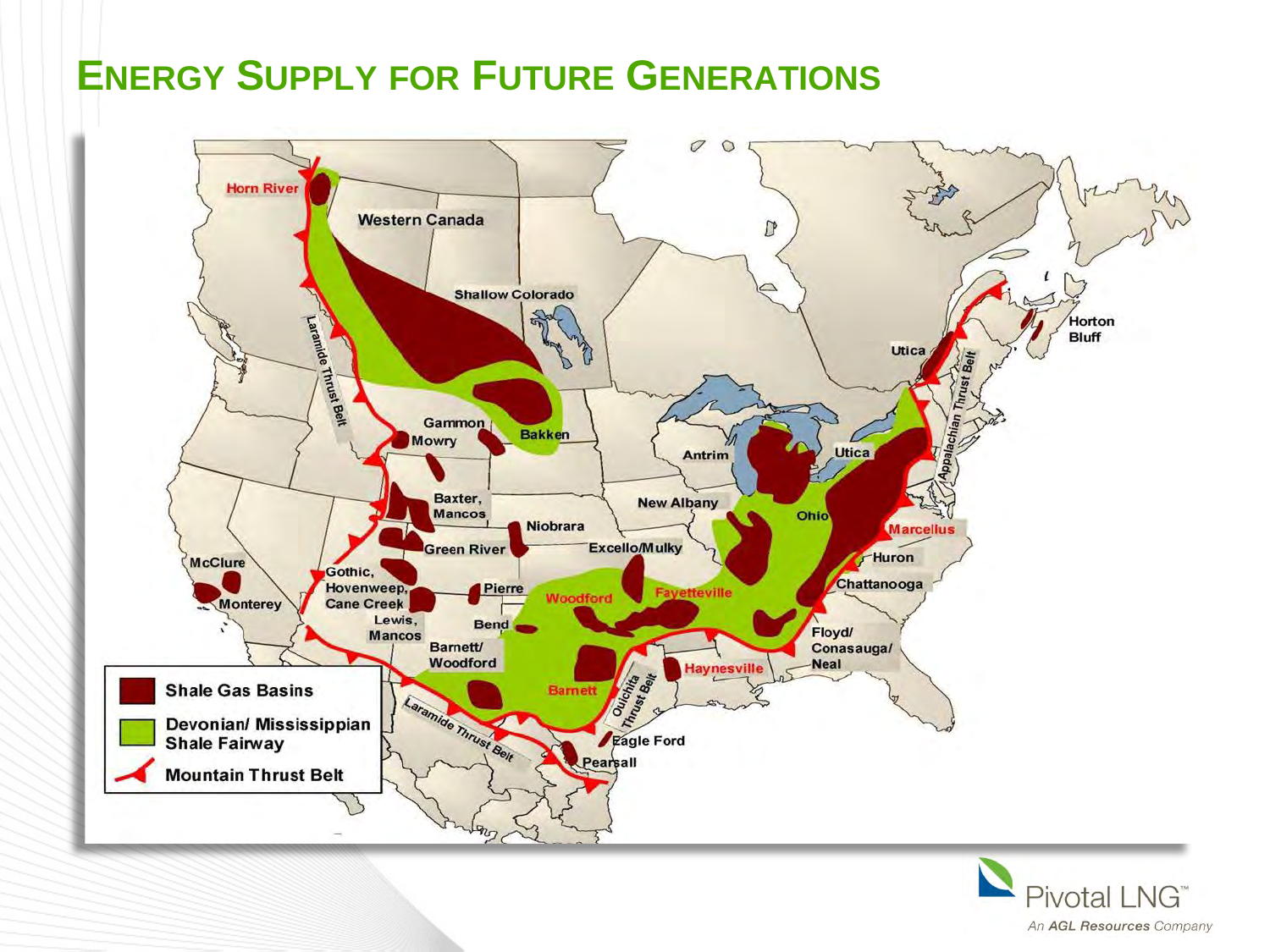# Energy Supply for Future Generations

Horn River

Western Canada

Shallow Colorado

Laramide Thrust Belt

Gammon

Mowry

Bakken

Baxter, Mancos

Niobrara

Green River

McClure

Monterey

Gothic, Hovenweep, Cane Creek

Lewis, Mancos

Pierre

Bend

Barnett/ Woodford

Woodford

Fayetteville

Barnett

Haynesville

Ouachita Thrust Belt

Eagle Ford

Pearsall

Excello/Mulky

New Albany

Antrim

Ohio

Utica

Marcellus

Huron

Chattanooga

Floyd/ Conasauga/ Neal

Appalachian Thrust Belt

Horton Bluff

- Shale Gas Basins
- Devonian/ Mississippian Shale Fairway
- Mountain Thrust Belt

Pivotal LNG™

*An AGL Resources Company*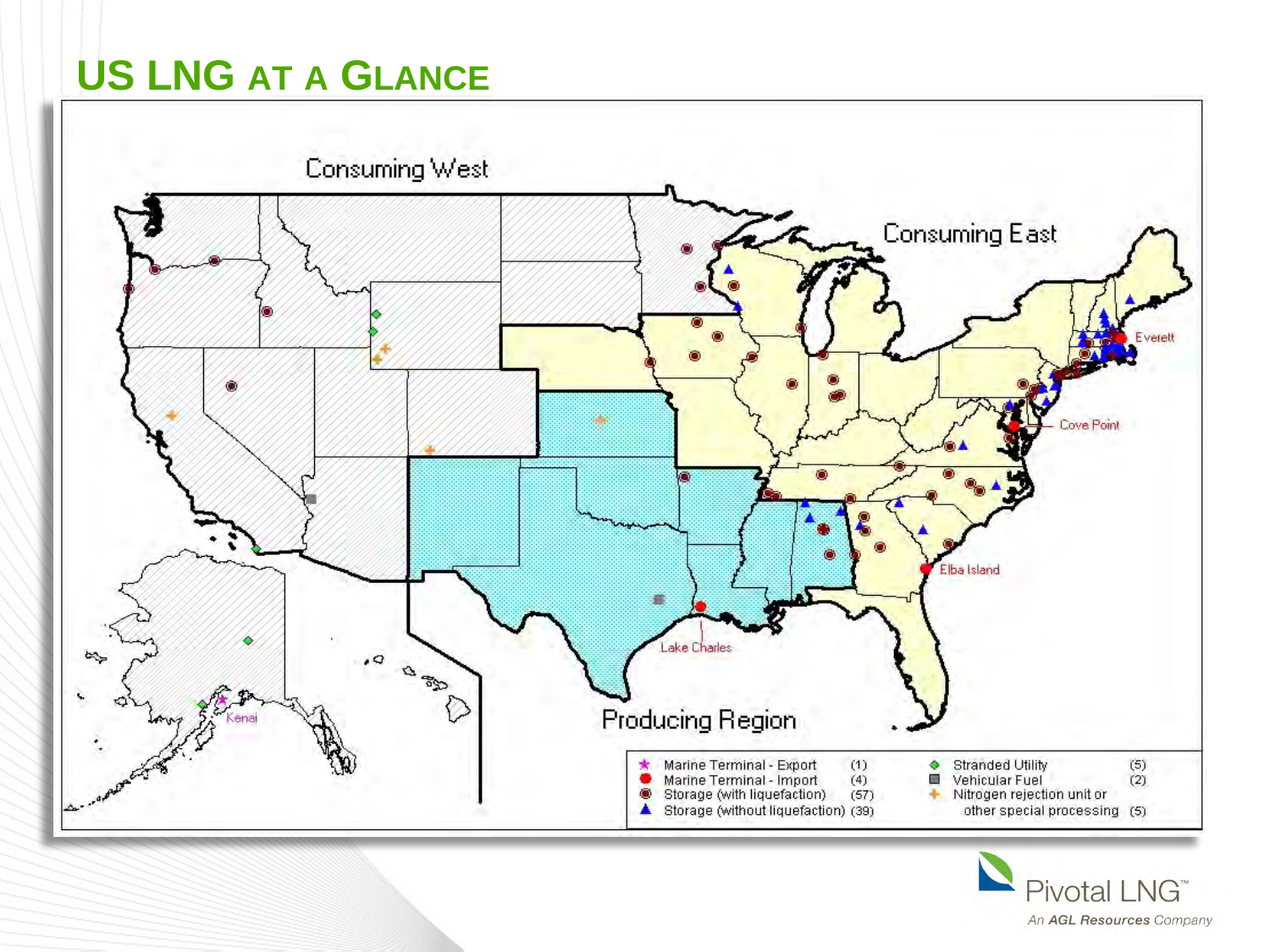# US LNG at a Glance

Consuming West

Consuming East

Producing Region

Everett

Cove Point

Elba Island

Lake Charles

Kenai

| Legend | Count | Legend | Count |
|---|---|---|---|
| Marine Terminal - Export | (1) | Stranded Utility | (5) |
| Marine Terminal - Import | (4) | Vehicular Fuel | (2) |
| Storage (with liquefaction) | (57) | Nitrogen rejection unit or other special processing | (5) |
| Storage (without liquefaction) | (39) | | |

Pivotal LNG™

*An AGL Resources Company*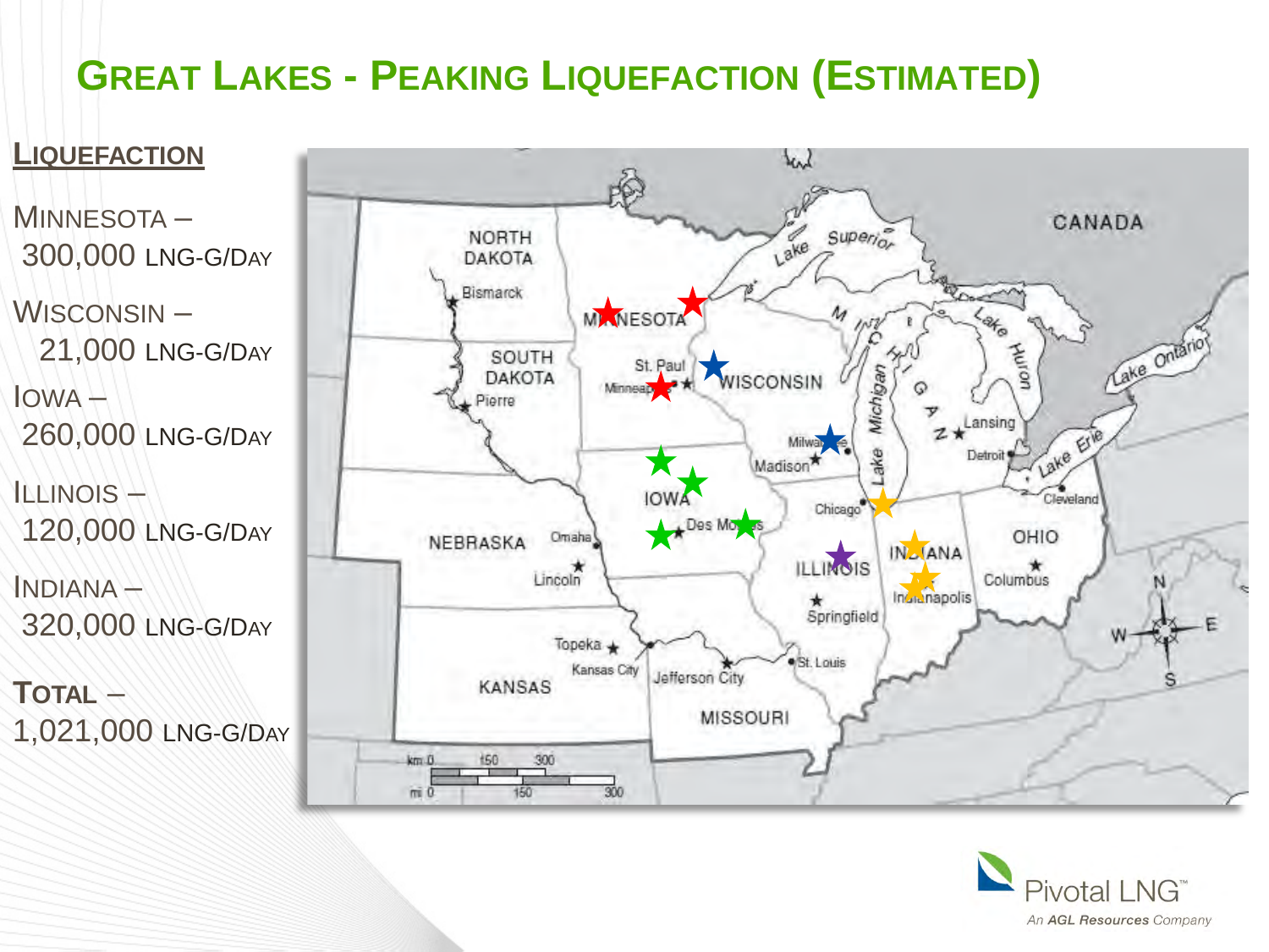# Great Lakes - Peaking Liquefaction (Estimated)

## Liquefaction

Minnesota – 300,000 LNG-G/Day

Wisconsin – 21,000 LNG-G/Day

Iowa – 260,000 LNG-G/Day

Illinois – 120,000 LNG-G/Day

Indiana – 320,000 LNG-G/Day

**Total** – 1,021,000 LNG-G/Day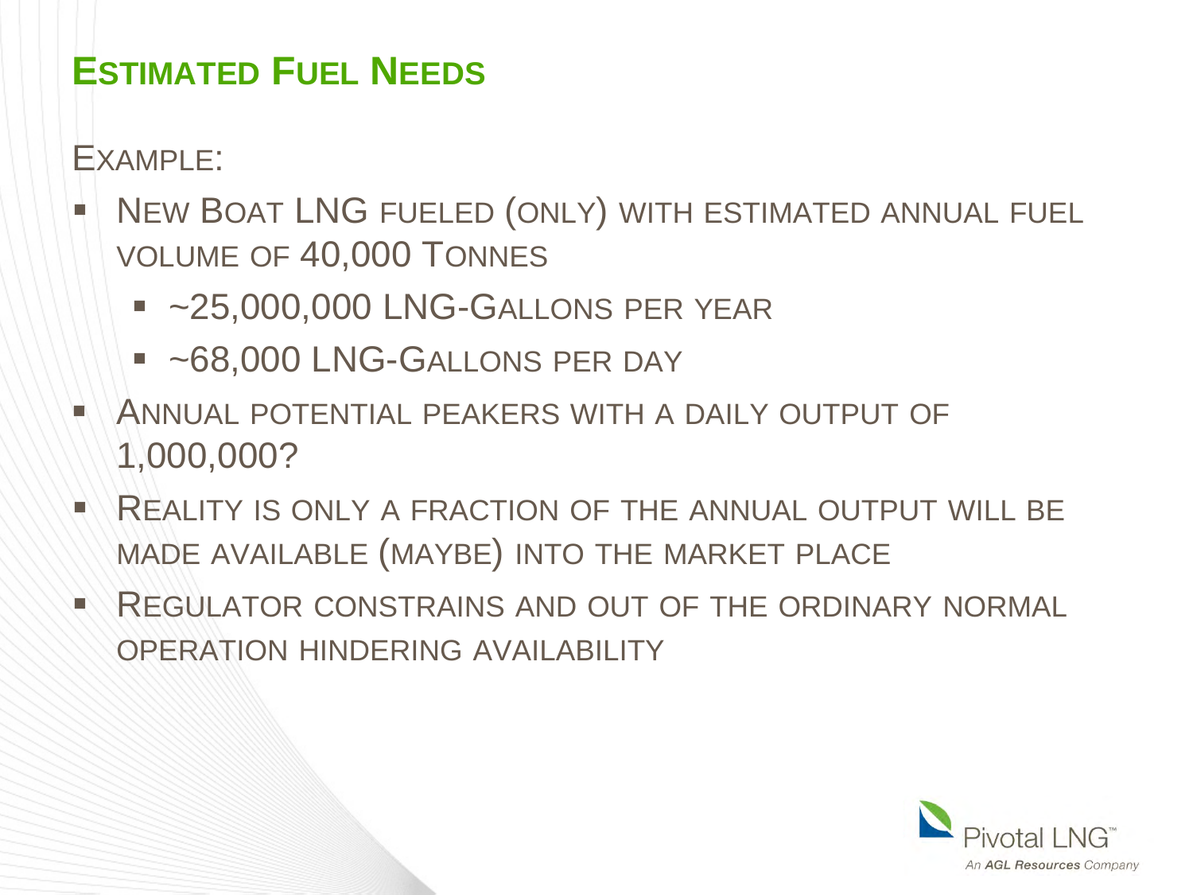## Estimated Fuel Needs

Example:

- New Boat LNG fueled (only) with estimated annual fuel volume of 40,000 Tonnes
  - ~25,000,000 LNG-Gallons per year
  - ~68,000 LNG-Gallons per day
- Annual potential peakers with a daily output of 1,000,000?
- Reality is only a fraction of the annual output will be made available (maybe) into the market place
- Regulator constrains and out of the ordinary normal operation hindering availability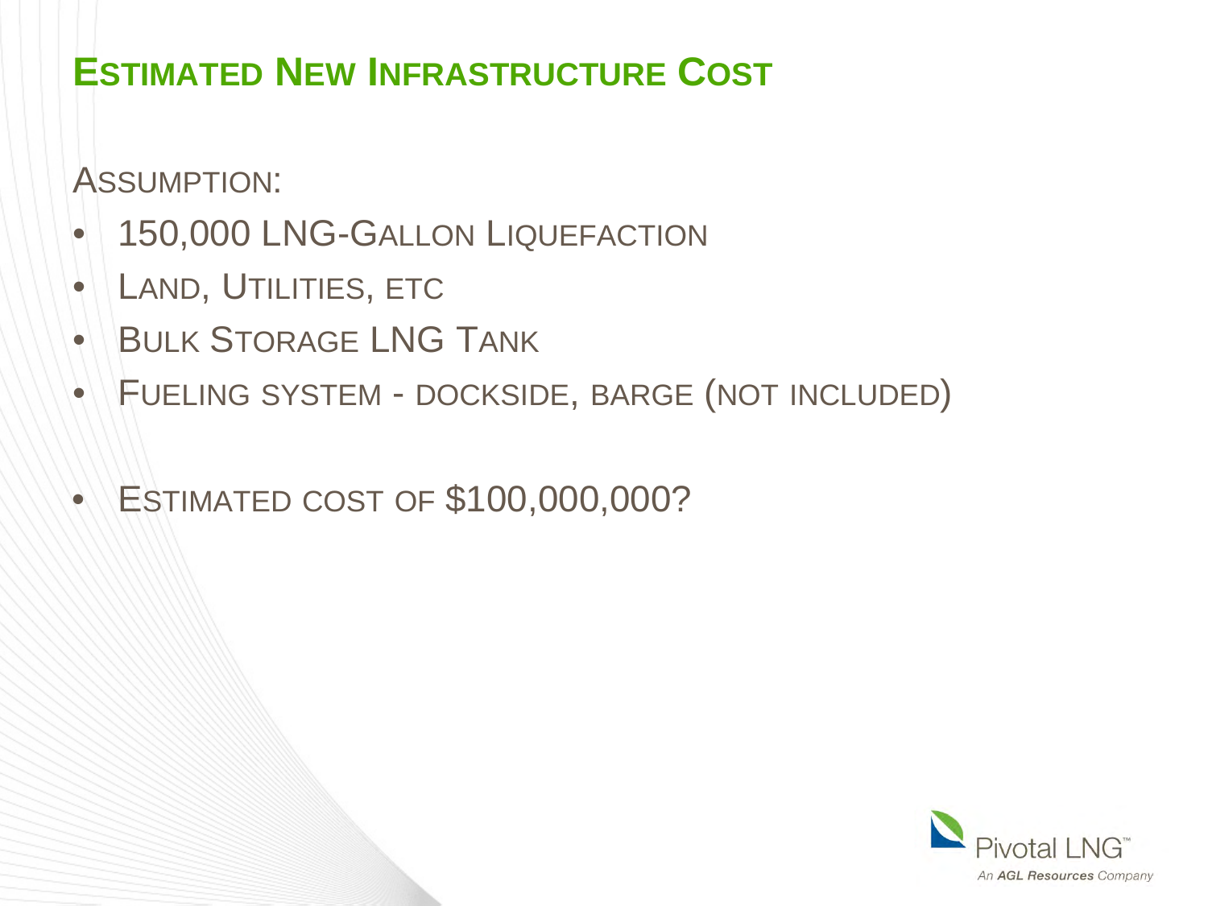# Estimated New Infrastructure Cost

Assumption:

- 150,000 LNG-Gallon Liquefaction
- Land, Utilities, etc
- Bulk Storage LNG Tank
- Fueling system - dockside, barge (not included)

- Estimated cost of $100,000,000?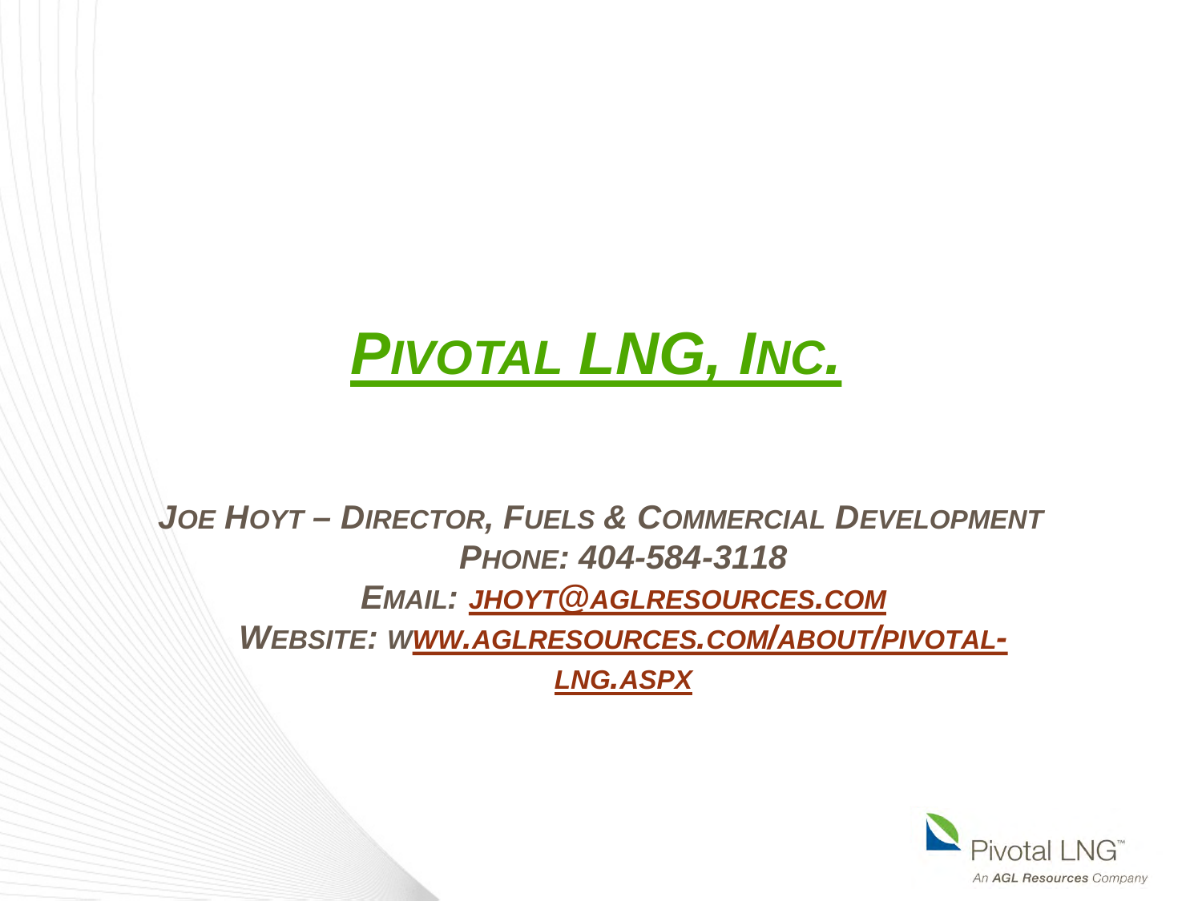# Pivotal LNG, Inc.

*Joe Hoyt – Director, Fuels & Commercial Development*

*Phone: 404-584-3118*

*Email: jhoyt@aglresources.com*

*Website: www.aglresources.com/about/pivotal-lng.aspx*

Pivotal LNG™

An AGL Resources Company